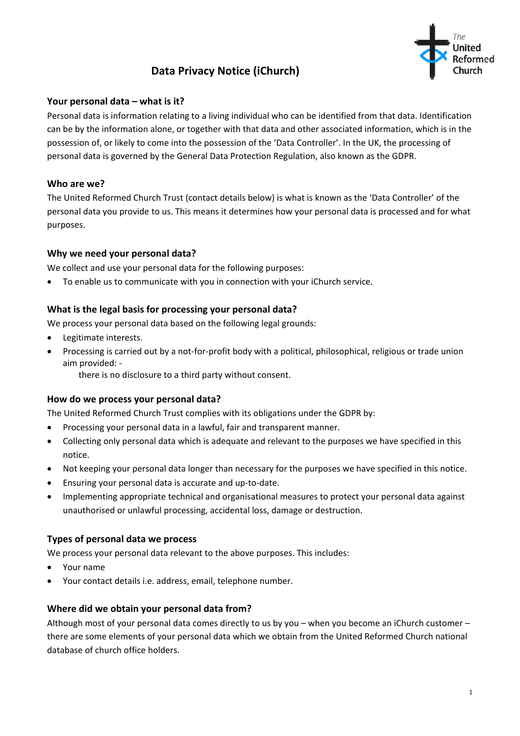# Data Privacy Notice (iChurch)

## Your personal data – what is it?

Personal data is information relating to a living individual who can be identified from that data. Identification can be by the information alone, or together with that data and other associated information, which is in the possession of, or likely to come into the possession of the 'Data Controller'. In the UK, the processing of personal data is governed by the General Data Protection Regulation, also known as the GDPR.

## Who are we?

The United Reformed Church Trust (contact details below) is what is known as the 'Data Controller' of the personal data you provide to us. This means it determines how your personal data is processed and for what purposes.

## Why we need your personal data?

We collect and use your personal data for the following purposes:

- To enable us to communicate with you in connection with your iChurch service.

## What is the legal basis for processing your personal data?

We process your personal data based on the following legal grounds:

- Legitimate interests.
- Processing is carried out by a not-for-profit body with a political, philosophical, religious or trade union aim provided: -
  there is no disclosure to a third party without consent.

## How do we process your personal data?

The United Reformed Church Trust complies with its obligations under the GDPR by:

- Processing your personal data in a lawful, fair and transparent manner.
- Collecting only personal data which is adequate and relevant to the purposes we have specified in this notice.
- Not keeping your personal data longer than necessary for the purposes we have specified in this notice.
- Ensuring your personal data is accurate and up-to-date.
- Implementing appropriate technical and organisational measures to protect your personal data against unauthorised or unlawful processing, accidental loss, damage or destruction.

## Types of personal data we process

We process your personal data relevant to the above purposes. This includes:

- Your name
- Your contact details i.e. address, email, telephone number.

## Where did we obtain your personal data from?

Although most of your personal data comes directly to us by you – when you become an iChurch customer – there are some elements of your personal data which we obtain from the United Reformed Church national database of church office holders.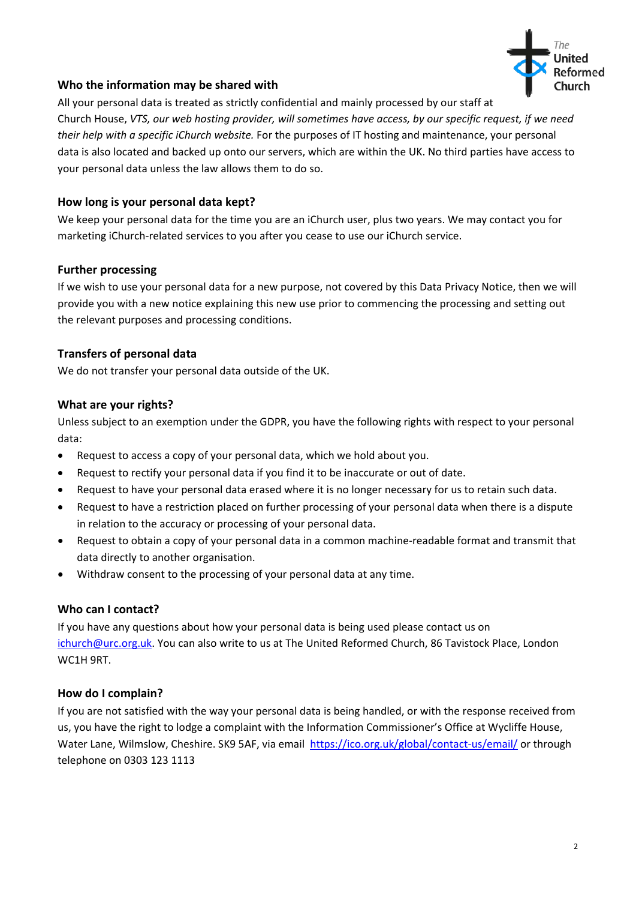### Who the information may be shared with

All your personal data is treated as strictly confidential and mainly processed by our staff at Church House, *VTS, our web hosting provider, will sometimes have access, by our specific request, if we need their help with a specific iChurch website.* For the purposes of IT hosting and maintenance, your personal data is also located and backed up onto our servers, which are within the UK. No third parties have access to your personal data unless the law allows them to do so.

### How long is your personal data kept?

We keep your personal data for the time you are an iChurch user, plus two years. We may contact you for marketing iChurch-related services to you after you cease to use our iChurch service.

### Further processing

If we wish to use your personal data for a new purpose, not covered by this Data Privacy Notice, then we will provide you with a new notice explaining this new use prior to commencing the processing and setting out the relevant purposes and processing conditions.

### Transfers of personal data

We do not transfer your personal data outside of the UK.

### What are your rights?

Unless subject to an exemption under the GDPR, you have the following rights with respect to your personal data:

- Request to access a copy of your personal data, which we hold about you.
- Request to rectify your personal data if you find it to be inaccurate or out of date.
- Request to have your personal data erased where it is no longer necessary for us to retain such data.
- Request to have a restriction placed on further processing of your personal data when there is a dispute in relation to the accuracy or processing of your personal data.
- Request to obtain a copy of your personal data in a common machine-readable format and transmit that data directly to another organisation.
- Withdraw consent to the processing of your personal data at any time.

### Who can I contact?

If you have any questions about how your personal data is being used please contact us on [ichurch@urc.org.uk](mailto:ichurch@urc.org.uk). You can also write to us at The United Reformed Church, 86 Tavistock Place, London WC1H 9RT.

### How do I complain?

If you are not satisfied with the way your personal data is being handled, or with the response received from us, you have the right to lodge a complaint with the Information Commissioner's Office at Wycliffe House, Water Lane, Wilmslow, Cheshire. SK9 5AF, via email [https://ico.org.uk/global/contact-us/email/](https://ico.org.uk/global/contact-us/email/) or through telephone on 0303 123 1113